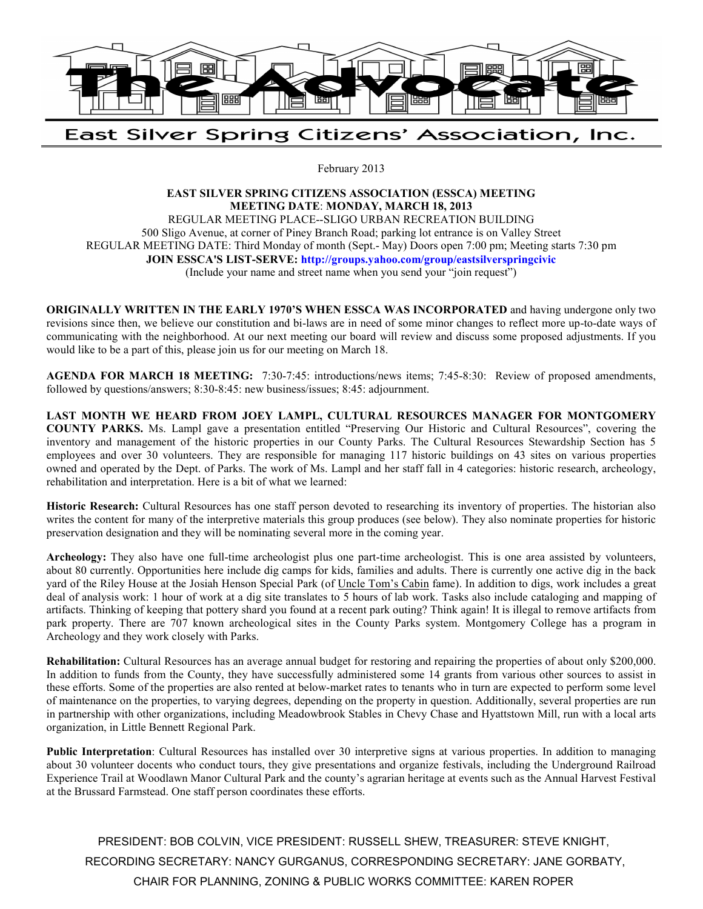# The Advocate

## East Silver Spring Citizens' Association, Inc.

February 2013

**EAST SILVER SPRING CITIZENS ASSOCIATION (ESSCA) MEETING**
**MEETING DATE: MONDAY, MARCH 18, 2013**
REGULAR MEETING PLACE--SLIGO URBAN RECREATION BUILDING
500 Sligo Avenue, at corner of Piney Branch Road; parking lot entrance is on Valley Street
REGULAR MEETING DATE: Third Monday of month (Sept.- May) Doors open 7:00 pm; Meeting starts 7:30 pm
**JOIN ESSCA'S LIST-SERVE: http://groups.yahoo.com/group/eastsilverspringcivic**
(Include your name and street name when you send your "join request")

**ORIGINALLY WRITTEN IN THE EARLY 1970'S WHEN ESSCA WAS INCORPORATED** and having undergone only two revisions since then, we believe our constitution and bi-laws are in need of some minor changes to reflect more up-to-date ways of communicating with the neighborhood. At our next meeting our board will review and discuss some proposed adjustments. If you would like to be a part of this, please join us for our meeting on March 18.

**AGENDA FOR MARCH 18 MEETING:** 7:30-7:45: introductions/news items; 7:45-8:30: Review of proposed amendments, followed by questions/answers; 8:30-8:45: new business/issues; 8:45: adjournment.

**LAST MONTH WE HEARD FROM JOEY LAMPL, CULTURAL RESOURCES MANAGER FOR MONTGOMERY COUNTY PARKS.** Ms. Lampl gave a presentation entitled "Preserving Our Historic and Cultural Resources", covering the inventory and management of the historic properties in our County Parks. The Cultural Resources Stewardship Section has 5 employees and over 30 volunteers. They are responsible for managing 117 historic buildings on 43 sites on various properties owned and operated by the Dept. of Parks. The work of Ms. Lampl and her staff fall in 4 categories: historic research, archeology, rehabilitation and interpretation. Here is a bit of what we learned:

**Historic Research:** Cultural Resources has one staff person devoted to researching its inventory of properties. The historian also writes the content for many of the interpretive materials this group produces (see below). They also nominate properties for historic preservation designation and they will be nominating several more in the coming year.

**Archeology:** They also have one full-time archeologist plus one part-time archeologist. This is one area assisted by volunteers, about 80 currently. Opportunities here include dig camps for kids, families and adults. There is currently one active dig in the back yard of the Riley House at the Josiah Henson Special Park (of Uncle Tom's Cabin fame). In addition to digs, work includes a great deal of analysis work: 1 hour of work at a dig site translates to 5 hours of lab work. Tasks also include cataloging and mapping of artifacts. Thinking of keeping that pottery shard you found at a recent park outing? Think again! It is illegal to remove artifacts from park property. There are 707 known archeological sites in the County Parks system. Montgomery College has a program in Archeology and they work closely with Parks.

**Rehabilitation:** Cultural Resources has an average annual budget for restoring and repairing the properties of about only $200,000. In addition to funds from the County, they have successfully administered some 14 grants from various other sources to assist in these efforts. Some of the properties are also rented at below-market rates to tenants who in turn are expected to perform some level of maintenance on the properties, to varying degrees, depending on the property in question. Additionally, several properties are run in partnership with other organizations, including Meadowbrook Stables in Chevy Chase and Hyattstown Mill, run with a local arts organization, in Little Bennett Regional Park.

**Public Interpretation**: Cultural Resources has installed over 30 interpretive signs at various properties. In addition to managing about 30 volunteer docents who conduct tours, they give presentations and organize festivals, including the Underground Railroad Experience Trail at Woodlawn Manor Cultural Park and the county's agrarian heritage at events such as the Annual Harvest Festival at the Brussard Farmstead. One staff person coordinates these efforts.

PRESIDENT: BOB COLVIN, VICE PRESIDENT: RUSSELL SHEW, TREASURER: STEVE KNIGHT,
RECORDING SECRETARY: NANCY GURGANUS, CORRESPONDING SECRETARY: JANE GORBATY,
CHAIR FOR PLANNING, ZONING & PUBLIC WORKS COMMITTEE: KAREN ROPER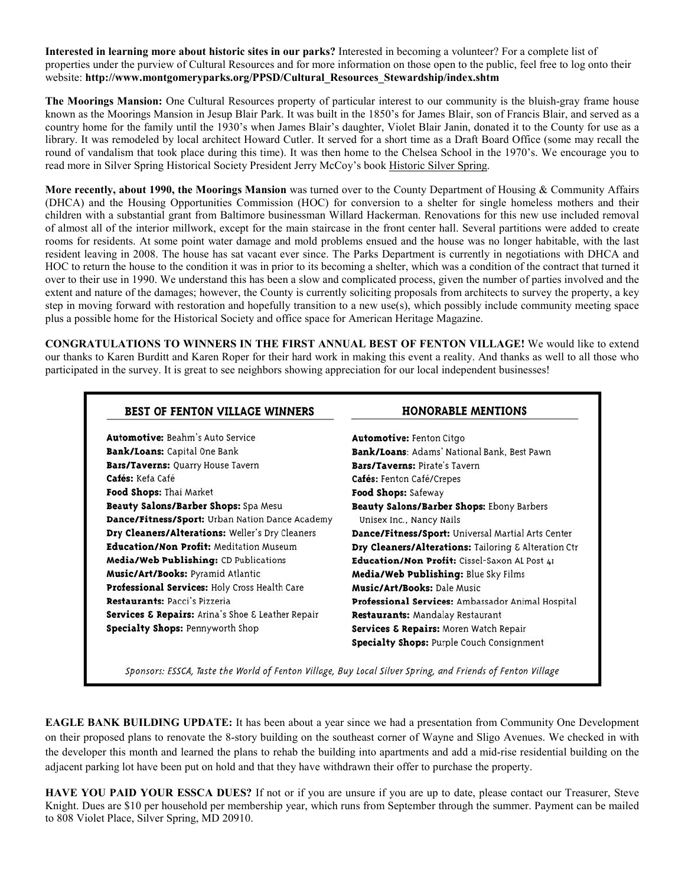**Interested in learning more about historic sites in our parks?** Interested in becoming a volunteer? For a complete list of properties under the purview of Cultural Resources and for more information on those open to the public, feel free to log onto their website: **http://www.montgomeryparks.org/PPSD/Cultural_Resources_Stewardship/index.shtm**

**The Moorings Mansion:** One Cultural Resources property of particular interest to our community is the bluish-gray frame house known as the Moorings Mansion in Jesup Blair Park. It was built in the 1850's for James Blair, son of Francis Blair, and served as a country home for the family until the 1930's when James Blair's daughter, Violet Blair Janin, donated it to the County for use as a library. It was remodeled by local architect Howard Cutler. It served for a short time as a Draft Board Office (some may recall the round of vandalism that took place during this time). It was then home to the Chelsea School in the 1970's. We encourage you to read more in Silver Spring Historical Society President Jerry McCoy's book Historic Silver Spring.

**More recently, about 1990, the Moorings Mansion** was turned over to the County Department of Housing & Community Affairs (DHCA) and the Housing Opportunities Commission (HOC) for conversion to a shelter for single homeless mothers and their children with a substantial grant from Baltimore businessman Willard Hackerman. Renovations for this new use included removal of almost all of the interior millwork, except for the main staircase in the front center hall. Several partitions were added to create rooms for residents. At some point water damage and mold problems ensued and the house was no longer habitable, with the last resident leaving in 2008. The house has sat vacant ever since. The Parks Department is currently in negotiations with DHCA and HOC to return the house to the condition it was in prior to its becoming a shelter, which was a condition of the contract that turned it over to their use in 1990. We understand this has been a slow and complicated process, given the number of parties involved and the extent and nature of the damages; however, the County is currently soliciting proposals from architects to survey the property, a key step in moving forward with restoration and hopefully transition to a new use(s), which possibly include community meeting space plus a possible home for the Historical Society and office space for American Heritage Magazine.

**CONGRATULATIONS TO WINNERS IN THE FIRST ANNUAL BEST OF FENTON VILLAGE!** We would like to extend our thanks to Karen Burditt and Karen Roper for their hard work in making this event a reality. And thanks as well to all those who participated in the survey. It is great to see neighbors showing appreciation for our local independent businesses!

| BEST OF FENTON VILLAGE WINNERS | HONORABLE MENTIONS |
|---|---|
| **Automotive:** Beahm's Auto Service | **Automotive:** Fenton Citgo |
| **Bank/Loans:** Capital One Bank | **Bank/Loans**: Adams' National Bank, Best Pawn |
| **Bars/Taverns:** Quarry House Tavern | **Bars/Taverns:** Pirate's Tavern |
| **Cafés:** Kefa Café | **Cafés:** Fenton Café/Crepes |
| **Food Shops:** Thai Market | **Food Shops:** Safeway |
| **Beauty Salons/Barber Shops:** Spa Mesu | **Beauty Salons/Barber Shops:** Ebony Barbers Unisex Inc., Nancy Nails |
| **Dance/Fitness/Sport:** Urban Nation Dance Academy | **Dance/Fitness/Sport:** Universal Martial Arts Center |
| **Dry Cleaners/Alterations:** Weller's Dry Cleaners | **Dry Cleaners/Alterations:** Tailoring & Alteration Ctr |
| **Education/Non Profit:** Meditation Museum | **Education/Non Profit:** Cissel-Saxon AL Post 41 |
| **Media/Web Publishing:** CD Publications | **Media/Web Publishing:** Blue Sky Films |
| **Music/Art/Books:** Pyramid Atlantic | **Music/Art/Books:** Dale Music |
| **Professional Services:** Holy Cross Health Care | **Professional Services:** Ambassador Animal Hospital |
| **Restaurants:** Pacci's Pizzeria | **Restaurants:** Mandalay Restaurant |
| **Services & Repairs:** Arina's Shoe & Leather Repair | **Services & Repairs:** Moren Watch Repair |
| **Specialty Shops:** Pennyworth Shop | **Specialty Shops:** Purple Couch Consignment |

*Sponsors: ESSCA, Taste the World of Fenton Village, Buy Local Silver Spring, and Friends of Fenton Village*

**EAGLE BANK BUILDING UPDATE:** It has been about a year since we had a presentation from Community One Development on their proposed plans to renovate the 8-story building on the southeast corner of Wayne and Sligo Avenues. We checked in with the developer this month and learned the plans to rehab the building into apartments and add a mid-rise residential building on the adjacent parking lot have been put on hold and that they have withdrawn their offer to purchase the property.

**HAVE YOU PAID YOUR ESSCA DUES?** If not or if you are unsure if you are up to date, please contact our Treasurer, Steve Knight. Dues are $10 per household per membership year, which runs from September through the summer. Payment can be mailed to 808 Violet Place, Silver Spring, MD 20910.